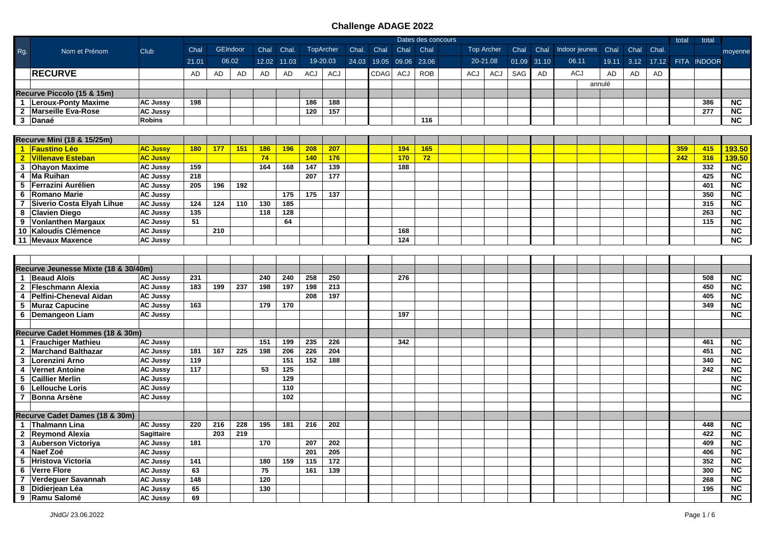# Challenge ADAGE 2022

| Rg. | Nom et Prénom | Club | Dates des concours | | | | | | | | | | | | | | | | | | | | | total | total | moyenne |
|---|---|---|---|---|---|---|---|---|---|---|---|---|---|---|---|---|---|---|---|---|---|---|---|---|---|---|
| | | | Chal | GEIndoor | | Chal | Chal. | TopArcher | | Chal. | Chal | Chal | Chal | | Top Archer | | Chal | Chal | Indoor jeunes | | Chal | Chal | Chal. | | | |
| | | | 21.01 | 06.02 | | 12.02 | 11.03 | 19-20.03 | | 24.03 | 19.05 | 09.06 | 23.06 | | 20-21.08 | | 01.09 | 31.10 | 06.11 | | 19.11 | 3.12 | 17.12 | FITA | INDOOR | |
| | **RECURVE** | | AD | AD | AD | AD | AD | ACJ | ACJ | | CDAG | ACJ | ROB | | ACJ | ACJ | SAG | AD | ACJ | | AD | AD | AD | | | |
| | | | | | | | | | | | | | | | | | | | | annulé | | | | | | |
| **Recurve Piccolo (15 & 15m)** | | | | | | | | | | | | | | | | | | | | | | | | | | |
| 1 | **Leroux-Ponty Maxime** | AC Jussy | 198 | | | | | 186 | 188 | | | | | | | | | | | | | | | | 386 | NC |
| 2 | **Marseille Eva-Rose** | AC Jussy | | | | | | 120 | 157 | | | | | | | | | | | | | | | | 277 | NC |
| 3 | **Danaé** | Robins | | | | | | | | | | | 116 | | | | | | | | | | | | | NC |
| **Recurve Mini (18 & 15/25m)** | | | | | | | | | | | | | | | | | | | | | | | | | | |
| 1 | **Faustino Léo** | AC Jussy | 180 | 177 | 151 | 186 | 196 | 208 | 207 | | | 194 | 165 | | | | | | | | | | | 359 | 415 | 193.50 |
| 2 | **Villenave Esteban** | AC Jussy | | | | 74 | | 140 | 176 | | | 170 | 72 | | | | | | | | | | | 242 | 316 | 139.50 |
| 3 | **Ohayon Maxime** | AC Jussy | 159 | | | 164 | 168 | 147 | 139 | | | 188 | | | | | | | | | | | | | 332 | NC |
| 4 | **Ma Ruihan** | AC Jussy | 218 | | | | | 207 | 177 | | | | | | | | | | | | | | | | 425 | NC |
| 5 | **Ferrazini Aurélien** | AC Jussy | 205 | 196 | 192 | | | | | | | | | | | | | | | | | | | | 401 | NC |
| 6 | **Romano Marie** | AC Jussy | | | | | 175 | 175 | 137 | | | | | | | | | | | | | | | | 350 | NC |
| 7 | **Siverio Costa Elyah Lihue** | AC Jussy | 124 | 124 | 110 | 130 | 185 | | | | | | | | | | | | | | | | | | 315 | NC |
| 8 | **Clavien Diego** | AC Jussy | 135 | | | 118 | 128 | | | | | | | | | | | | | | | | | | 263 | NC |
| 9 | **Vonlanthen Margaux** | AC Jussy | 51 | | | | 64 | | | | | | | | | | | | | | | | | | 115 | NC |
| 10 | **Kaloudis Clémence** | AC Jussy | | 210 | | | | | | | | 168 | | | | | | | | | | | | | | NC |
| 11 | **Mevaux Maxence** | AC Jussy | | | | | | | | | | 124 | | | | | | | | | | | | | | NC |
| **Recurve Jeunesse Mixte (18 & 30/40m)** | | | | | | | | | | | | | | | | | | | | | | | | | | |
| 1 | **Beaud Aloïs** | AC Jussy | 231 | | | 240 | 240 | 258 | 250 | | | 276 | | | | | | | | | | | | | 508 | NC |
| 2 | **Fleschmann Alexia** | AC Jussy | 183 | 199 | 237 | 198 | 197 | 198 | 213 | | | | | | | | | | | | | | | | 450 | NC |
| 4 | **Pelfini-Cheneval Aïdan** | AC Jussy | | | | | | 208 | 197 | | | | | | | | | | | | | | | | 405 | NC |
| 5 | **Muraz Capucine** | AC Jussy | 163 | | | 179 | 170 | | | | | | | | | | | | | | | | | | 349 | NC |
| 6 | **Demangeon Liam** | AC Jussy | | | | | | | | | | 197 | | | | | | | | | | | | | | NC |
| **Recurve Cadet Hommes (18 & 30m)** | | | | | | | | | | | | | | | | | | | | | | | | | | |
| 1 | **Frauchiger Mathieu** | AC Jussy | | | | 151 | 199 | 235 | 226 | | | 342 | | | | | | | | | | | | | 461 | NC |
| 2 | **Marchand Balthazar** | AC Jussy | 181 | 167 | 225 | 198 | 206 | 226 | 204 | | | | | | | | | | | | | | | | 451 | NC |
| 3 | **Lorenzini Arno** | AC Jussy | 119 | | | | 151 | 152 | 188 | | | | | | | | | | | | | | | | 340 | NC |
| 4 | **Vernet Antoine** | AC Jussy | 117 | | | 53 | 125 | | | | | | | | | | | | | | | | | | 242 | NC |
| 5 | **Caillier Merlin** | AC Jussy | | | | | 129 | | | | | | | | | | | | | | | | | | | NC |
| 6 | **Lellouche Loris** | AC Jussy | | | | | 110 | | | | | | | | | | | | | | | | | | | NC |
| 7 | **Bonna Arsène** | AC Jussy | | | | | 102 | | | | | | | | | | | | | | | | | | | NC |
| **Recurve Cadet Dames (18 & 30m)** | | | | | | | | | | | | | | | | | | | | | | | | | | |
| 1 | **Thalmann Lina** | AC Jussy | 220 | 216 | 228 | 195 | 181 | 216 | 202 | | | | | | | | | | | | | | | | 448 | NC |
| 2 | **Reymond Alexia** | Sagittaire | | 203 | 219 | | | | | | | | | | | | | | | | | | | | 422 | NC |
| 3 | **Auberson Victoriya** | AC Jussy | 181 | | | 170 | | 207 | 202 | | | | | | | | | | | | | | | | 409 | NC |
| 4 | **Naef Zoé** | AC Jussy | | | | | | 201 | 205 | | | | | | | | | | | | | | | | 406 | NC |
| 5 | **Hristova Victoria** | AC Jussy | 141 | | | 180 | 159 | 115 | 172 | | | | | | | | | | | | | | | | 352 | NC |
| 6 | **Verre Flore** | AC Jussy | 63 | | | 75 | | 161 | 139 | | | | | | | | | | | | | | | | 300 | NC |
| 7 | **Verdeguer Savannah** | AC Jussy | 148 | | | 120 | | | | | | | | | | | | | | | | | | | 268 | NC |
| 8 | **Didierjean Léa** | AC Jussy | 65 | | | 130 | | | | | | | | | | | | | | | | | | | 195 | NC |
| 9 | **Ramu Salomé** | AC Jussy | 69 | | | | | | | | | | | | | | | | | | | | | | | NC |

JNdG/ 23.06.2022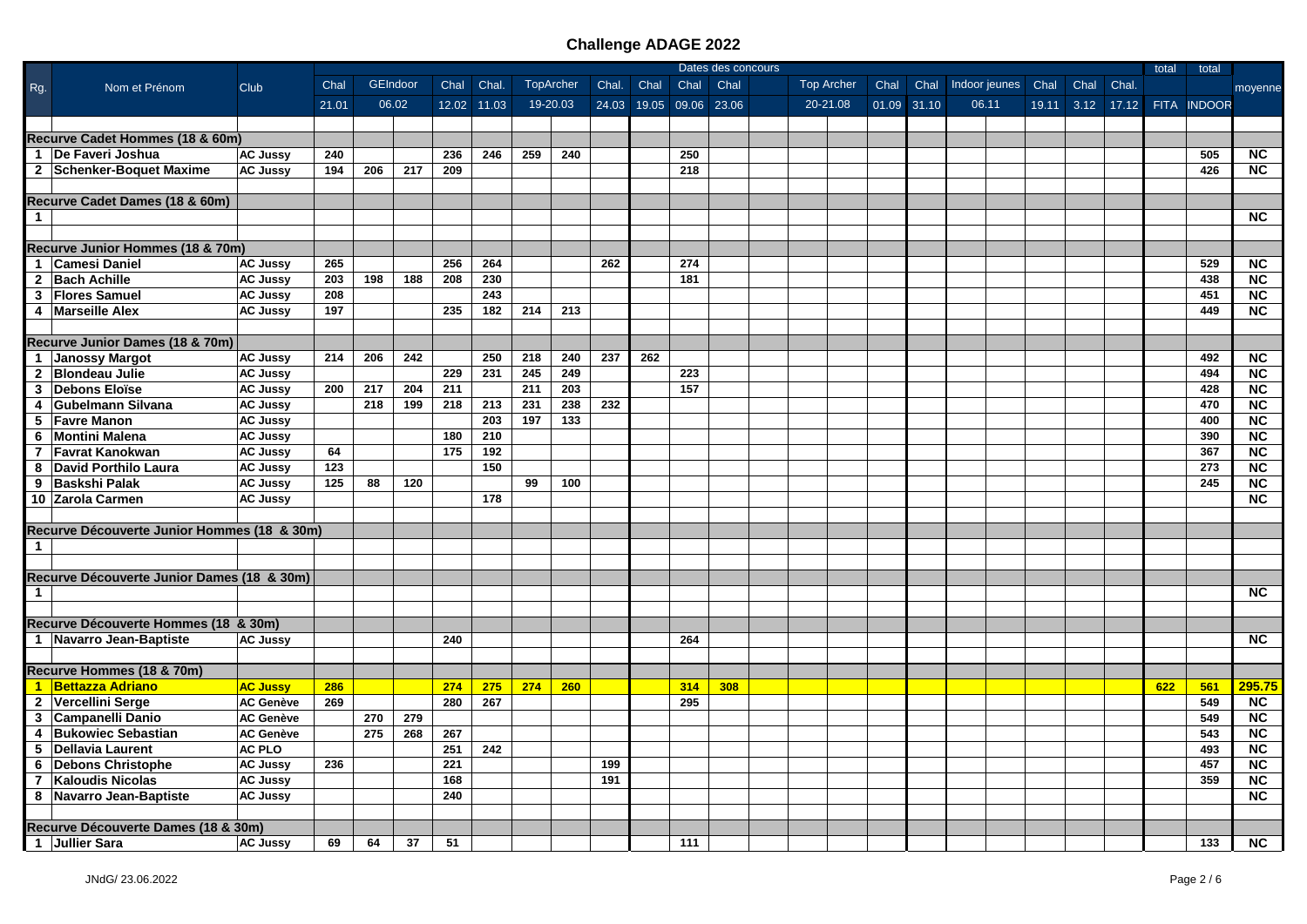# Challenge ADAGE 2022

| Rg. | Nom et Prénom | Club | Chal 21.01 | GEIndoor 06.02 | | Chal 12.02 | Chal. 11.03 | TopArcher 19-20.03 | | Chal. 24.03 | Chal 19.05 | Chal 09.06 | Chal 23.06 | | Top Archer 20-21.08 | | Chal 01.09 | Chal 31.10 | Indoor jeunes 06.11 | | Chal 19.11 | Chal 3.12 | Chal. 17.12 | total FITA | total INDOOR | moyenne |
|---|---|---|---|---|---|---|---|---|---|---|---|---|---|---|---|---|---|---|---|---|---|---|---|---|---|---|
| **Recurve Cadet Hommes (18 & 60m)** | | | | | | | | | | | | | | | | | | | | | | | | | | |
| 1 | De Faveri Joshua | AC Jussy | 240 | | | 236 | 246 | 259 | 240 | | | 250 | | | | | | | | | | | | | 505 | NC |
| 2 | Schenker-Boquet Maxime | AC Jussy | 194 | 206 | 217 | 209 | | | | | | 218 | | | | | | | | | | | | | 426 | NC |
| **Recurve Cadet Dames (18 & 60m)** | | | | | | | | | | | | | | | | | | | | | | | | | | |
| 1 | | | | | | | | | | | | | | | | | | | | | | | | | | NC |
| **Recurve Junior Hommes (18 & 70m)** | | | | | | | | | | | | | | | | | | | | | | | | | | |
| 1 | Camesi Daniel | AC Jussy | 265 | | | 256 | 264 | | | 262 | | 274 | | | | | | | | | | | | | 529 | NC |
| 2 | Bach Achille | AC Jussy | 203 | 198 | 188 | 208 | 230 | | | | | 181 | | | | | | | | | | | | | 438 | NC |
| 3 | Flores Samuel | AC Jussy | 208 | | | | 243 | | | | | | | | | | | | | | | | | | 451 | NC |
| 4 | Marseille Alex | AC Jussy | 197 | | | 235 | 182 | 214 | 213 | | | | | | | | | | | | | | | | 449 | NC |
| **Recurve Junior Dames (18 & 70m)** | | | | | | | | | | | | | | | | | | | | | | | | | | |
| 1 | Janossy Margot | AC Jussy | 214 | 206 | 242 | | 250 | 218 | 240 | 237 | 262 | | | | | | | | | | | | | | 492 | NC |
| 2 | Blondeau Julie | AC Jussy | | | | 229 | 231 | 245 | 249 | | | 223 | | | | | | | | | | | | | 494 | NC |
| 3 | Debons Eloïse | AC Jussy | 200 | 217 | 204 | 211 | | 211 | 203 | | | 157 | | | | | | | | | | | | | 428 | NC |
| 4 | Gubelmann Silvana | AC Jussy | | 218 | 199 | 218 | 213 | 231 | 238 | 232 | | | | | | | | | | | | | | | 470 | NC |
| 5 | Favre Manon | AC Jussy | | | | | 203 | 197 | 133 | | | | | | | | | | | | | | | | 400 | NC |
| 6 | Montini Malena | AC Jussy | | | | 180 | 210 | | | | | | | | | | | | | | | | | | 390 | NC |
| 7 | Favrat Kanokwan | AC Jussy | 64 | | | 175 | 192 | | | | | | | | | | | | | | | | | | 367 | NC |
| 8 | David Porthilo Laura | AC Jussy | 123 | | | | 150 | | | | | | | | | | | | | | | | | | 273 | NC |
| 9 | Baskshi Palak | AC Jussy | 125 | 88 | 120 | | | 99 | 100 | | | | | | | | | | | | | | | | 245 | NC |
| 10 | Zarola Carmen | AC Jussy | | | | | 178 | | | | | | | | | | | | | | | | | | | NC |
| **Recurve Découverte Junior Hommes (18 & 30m)** | | | | | | | | | | | | | | | | | | | | | | | | | | |
| 1 | | | | | | | | | | | | | | | | | | | | | | | | | | |
| **Recurve Découverte Junior Dames (18 & 30m)** | | | | | | | | | | | | | | | | | | | | | | | | | | |
| 1 | | | | | | | | | | | | | | | | | | | | | | | | | | NC |
| **Recurve Découverte Hommes (18 & 30m)** | | | | | | | | | | | | | | | | | | | | | | | | | | |
| 1 | Navarro Jean-Baptiste | AC Jussy | | | | 240 | | | | | | 264 | | | | | | | | | | | | | | NC |
| **Recurve Hommes (18 & 70m)** | | | | | | | | | | | | | | | | | | | | | | | | | | |
| 1 | Bettazza Adriano | AC Jussy | 286 | | | 274 | 275 | 274 | 260 | | | 314 | 308 | | | | | | | | | | | 622 | 561 | 295.75 |
| 2 | Vercellini Serge | AC Genève | 269 | | | 280 | 267 | | | | | 295 | | | | | | | | | | | | | 549 | NC |
| 3 | Campanelli Danio | AC Genève | | 270 | 279 | | | | | | | | | | | | | | | | | | | | 549 | NC |
| 4 | Bukowiec Sebastian | AC Genève | | 275 | 268 | 267 | | | | | | | | | | | | | | | | | | | 543 | NC |
| 5 | Dellavia Laurent | AC PLO | | | | 251 | 242 | | | | | | | | | | | | | | | | | | 493 | NC |
| 6 | Debons Christophe | AC Jussy | 236 | | | 221 | | | | 199 | | | | | | | | | | | | | | | 457 | NC |
| 7 | Kaloudis Nicolas | AC Jussy | | | | 168 | | | | 191 | | | | | | | | | | | | | | | 359 | NC |
| 8 | Navarro Jean-Baptiste | AC Jussy | | | | 240 | | | | | | | | | | | | | | | | | | | | NC |
| **Recurve Découverte Dames (18 & 30m)** | | | | | | | | | | | | | | | | | | | | | | | | | | |
| 1 | Jullier Sara | AC Jussy | 69 | 64 | 37 | 51 | | | | | | 111 | | | | | | | | | | | | | 133 | NC |

JNdG/ 23.06.2022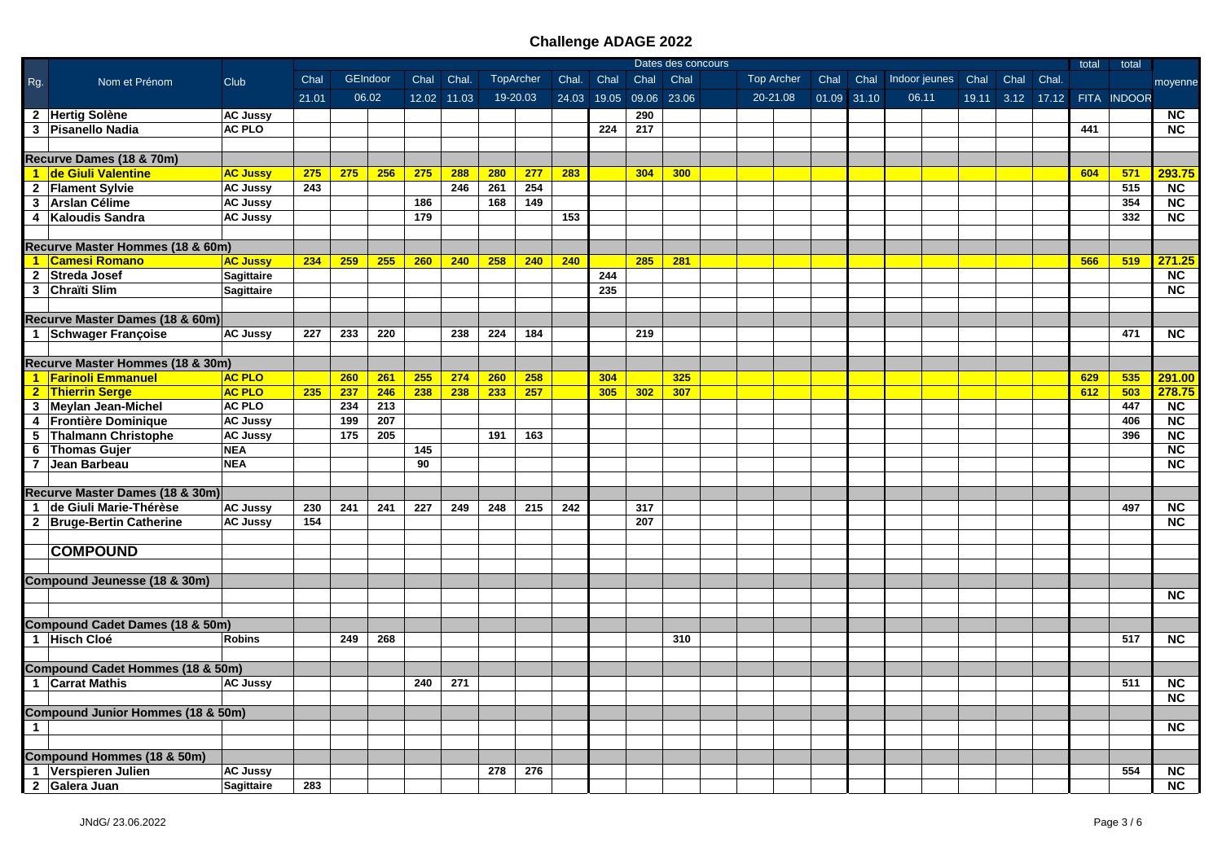## Challenge ADAGE 2022

| Rg. | Nom et Prénom | Club | Chal | GEIndoor | | Chal | Chal. | TopArcher | | Chal. | Chal | Chal | Chal | | Top Archer | | Chal | Chal | Indoor jeunes | | Chal | Chal | Chal. | total | total | moyenne |
|---|---|---|---|---|---|---|---|---|---|---|---|---|---|---|---|---|---|---|---|---|---|---|---|---|---|---|
| | | | 21.01 | 06.02 | | 12.02 | 11.03 | 19-20.03 | | 24.03 | 19.05 | 09.06 | 23.06 | | 20-21.08 | | 01.09 | 31.10 | 06.11 | | 19.11 | 3.12 | 17.12 | FITA | INDOOR | |
| 2 | Hertig Solène | AC Jussy | | | | | | | | | | 290 | | | | | | | | | | | | | | NC |
| 3 | Pisanello Nadia | AC PLO | | | | | | | | | 224 | 217 | | | | | | | | | | | | 441 | | NC |
| | | | | | | | | | | | | | | | | | | | | | | | | | | |
| **Recurve Dames (18 & 70m)** | | | | | | | | | | | | | | | | | | | | | | | | | | |
| 1 | de Giuli Valentine | AC Jussy | 275 | 275 | 256 | 275 | 288 | 280 | 277 | 283 | | 304 | 300 | | | | | | | | | | | 604 | 571 | 293.75 |
| 2 | Flament Sylvie | AC Jussy | 243 | | | | 246 | 261 | 254 | | | | | | | | | | | | | | | | 515 | NC |
| 3 | Arslan Célime | AC Jussy | | | | 186 | | 168 | 149 | | | | | | | | | | | | | | | | 354 | NC |
| 4 | Kaloudis Sandra | AC Jussy | | | | 179 | | | | 153 | | | | | | | | | | | | | | | 332 | NC |
| | | | | | | | | | | | | | | | | | | | | | | | | | | |
| **Recurve Master Hommes (18 & 60m)** | | | | | | | | | | | | | | | | | | | | | | | | | | |
| 1 | Camesi Romano | AC Jussy | 234 | 259 | 255 | 260 | 240 | 258 | 240 | 240 | | 285 | 281 | | | | | | | | | | | 566 | 519 | 271.25 |
| 2 | Streda Josef | Sagittaire | | | | | | | | | 244 | | | | | | | | | | | | | | | NC |
| 3 | Chraïti Slim | Sagittaire | | | | | | | | | 235 | | | | | | | | | | | | | | | NC |
| | | | | | | | | | | | | | | | | | | | | | | | | | | |
| **Recurve Master Dames (18 & 60m)** | | | | | | | | | | | | | | | | | | | | | | | | | | |
| 1 | Schwager Françoise | AC Jussy | 227 | 233 | 220 | | 238 | 224 | 184 | | | 219 | | | | | | | | | | | | | 471 | NC |
| | | | | | | | | | | | | | | | | | | | | | | | | | | |
| **Recurve Master Hommes (18 & 30m)** | | | | | | | | | | | | | | | | | | | | | | | | | | |
| 1 | Farinoli Emmanuel | AC PLO | | 260 | 261 | 255 | 274 | 260 | 258 | | 304 | | 325 | | | | | | | | | | | 629 | 535 | 291.00 |
| 2 | Thierrin Serge | AC PLO | 235 | 237 | 246 | 238 | 238 | 233 | 257 | | 305 | 302 | 307 | | | | | | | | | | | 612 | 503 | 278.75 |
| 3 | Meylan Jean-Michel | AC PLO | | 234 | 213 | | | | | | | | | | | | | | | | | | | | 447 | NC |
| 4 | Frontière Dominique | AC Jussy | | 199 | 207 | | | | | | | | | | | | | | | | | | | | 406 | NC |
| 5 | Thalmann Christophe | AC Jussy | | 175 | 205 | | | 191 | 163 | | | | | | | | | | | | | | | | 396 | NC |
| 6 | Thomas Gujer | NEA | | | | 145 | | | | | | | | | | | | | | | | | | | | NC |
| 7 | Jean Barbeau | NEA | | | | 90 | | | | | | | | | | | | | | | | | | | | NC |
| | | | | | | | | | | | | | | | | | | | | | | | | | | |
| **Recurve Master Dames (18 & 30m)** | | | | | | | | | | | | | | | | | | | | | | | | | | |
| 1 | de Giuli Marie-Thérèse | AC Jussy | 230 | 241 | 241 | 227 | 249 | 248 | 215 | 242 | | 317 | | | | | | | | | | | | | 497 | NC |
| 2 | Bruge-Bertin Catherine | AC Jussy | 154 | | | | | | | | | 207 | | | | | | | | | | | | | | NC |
| | | | | | | | | | | | | | | | | | | | | | | | | | | |
| | **COMPOUND** | | | | | | | | | | | | | | | | | | | | | | | | | |
| | | | | | | | | | | | | | | | | | | | | | | | | | | |
| **Compound Jeunesse (18 & 30m)** | | | | | | | | | | | | | | | | | | | | | | | | | | |
| | | | | | | | | | | | | | | | | | | | | | | | | | | NC |
| | | | | | | | | | | | | | | | | | | | | | | | | | | |
| **Compound Cadet Dames (18 & 50m)** | | | | | | | | | | | | | | | | | | | | | | | | | | |
| 1 | Hisch Cloé | Robins | | 249 | 268 | | | | | | | | 310 | | | | | | | | | | | | 517 | NC |
| | | | | | | | | | | | | | | | | | | | | | | | | | | |
| **Compound Cadet Hommes (18 & 50m)** | | | | | | | | | | | | | | | | | | | | | | | | | | |
| 1 | Carrat Mathis | AC Jussy | | | | 240 | 271 | | | | | | | | | | | | | | | | | | 511 | NC |
| | | | | | | | | | | | | | | | | | | | | | | | | | | NC |
| **Compound Junior Hommes (18 & 50m)** | | | | | | | | | | | | | | | | | | | | | | | | | | |
| 1 | | | | | | | | | | | | | | | | | | | | | | | | | | NC |
| | | | | | | | | | | | | | | | | | | | | | | | | | | |
| **Compound Hommes (18 & 50m)** | | | | | | | | | | | | | | | | | | | | | | | | | | |
| 1 | Verspieren Julien | AC Jussy | | | | | | 278 | 276 | | | | | | | | | | | | | | | | 554 | NC |
| 2 | Galera Juan | Sagittaire | 283 | | | | | | | | | | | | | | | | | | | | | | | NC |

JNdG/ 23.06.2022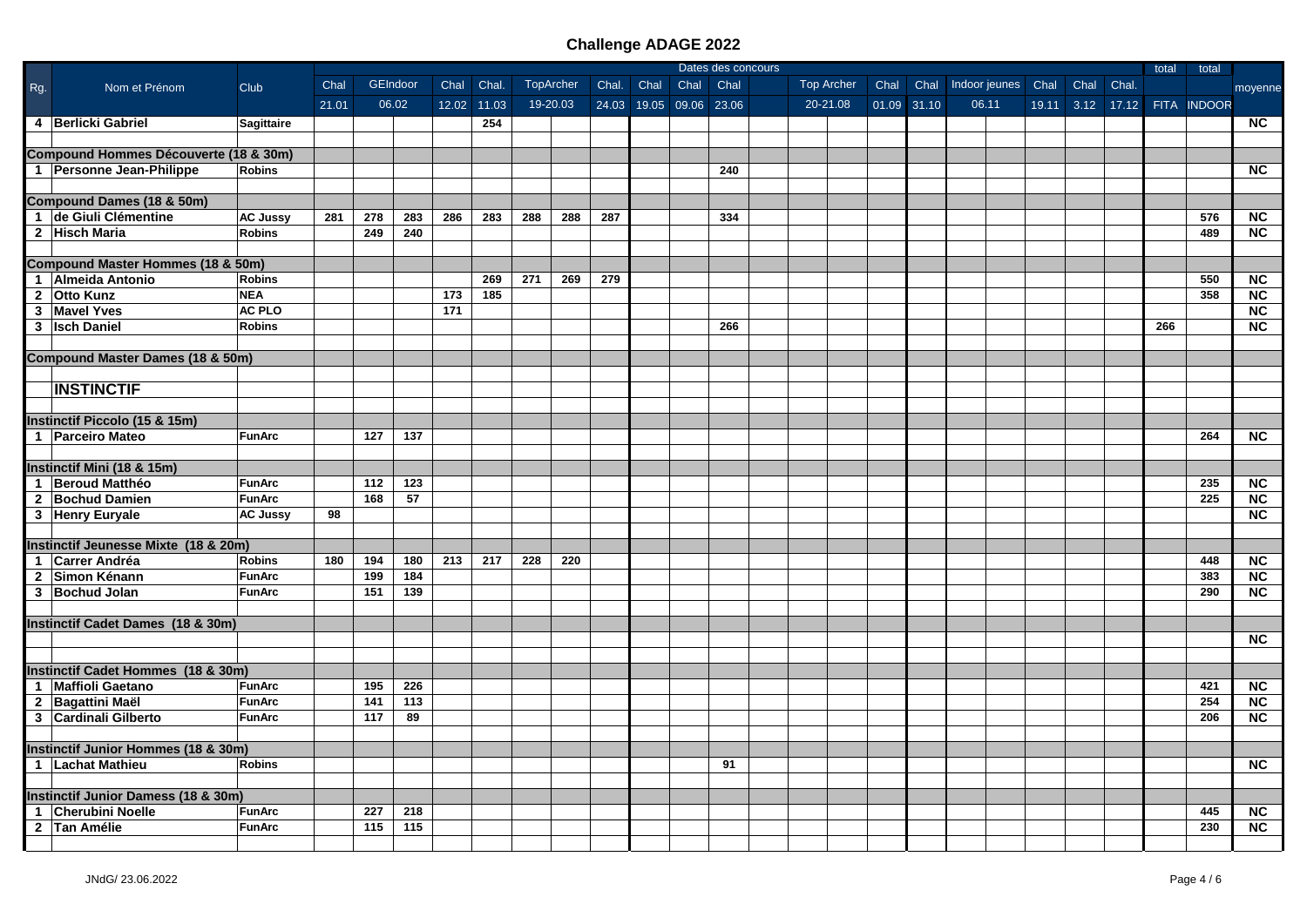# Challenge ADAGE 2022

| Rg. | Nom et Prénom | Club | Chal | GEIndoor | | Chal | Chal. | TopArcher | | Chal. | Chal | Chal | Chal | | Top Archer | | Chal | Chal | Indoor jeunes | | Chal | Chal | Chal. | total | total | moyenne |
|---|---|---|---|---|---|---|---|---|---|---|---|---|---|---|---|---|---|---|---|---|---|---|---|---|---|---|
| | | | 21.01 | 06.02 | | 12.02 | 11.03 | 19-20.03 | | 24.03 | 19.05 | 09.06 | 23.06 | | 20-21.08 | | 01.09 | 31.10 | 06.11 | | 19.11 | 3.12 | 17.12 | FITA | INDOOR | |
| **4** | **Berlicki Gabriel** | **Sagittaire** | | | | | **254** | | | | | | | | | | | | | | | | | | | **NC** |
| | | | | | | | | | | | | | | | | | | | | | | | | | | |
| **Compound Hommes Découverte (18 & 30m)** | | | | | | | | | | | | | | | | | | | | | | | | | | |
| **1** | **Personne Jean-Philippe** | **Robins** | | | | | | | | | | | **240** | | | | | | | | | | | | | **NC** |
| | | | | | | | | | | | | | | | | | | | | | | | | | | |
| **Compound Dames (18 & 50m)** | | | | | | | | | | | | | | | | | | | | | | | | | | |
| **1** | **de Giuli Clémentine** | **AC Jussy** | **281** | **278** | **283** | **286** | **283** | **288** | **288** | **287** | | | **334** | | | | | | | | | | | | **576** | **NC** |
| **2** | **Hisch Maria** | **Robins** | | **249** | **240** | | | | | | | | | | | | | | | | | | | | **489** | **NC** |
| | | | | | | | | | | | | | | | | | | | | | | | | | | |
| **Compound Master Hommes (18 & 50m)** | | | | | | | | | | | | | | | | | | | | | | | | | | |
| **1** | **Almeida Antonio** | **Robins** | | | | | **269** | **271** | **269** | **279** | | | | | | | | | | | | | | | **550** | **NC** |
| **2** | **Otto Kunz** | **NEA** | | | | **173** | **185** | | | | | | | | | | | | | | | | | | **358** | **NC** |
| **3** | **Mavel Yves** | **AC PLO** | | | | **171** | | | | | | | | | | | | | | | | | | | | **NC** |
| **3** | **Isch Daniel** | **Robins** | | | | | | | | | | | **266** | | | | | | | | | | | **266** | | **NC** |
| | | | | | | | | | | | | | | | | | | | | | | | | | | |
| **Compound Master Dames (18 & 50m)** | | | | | | | | | | | | | | | | | | | | | | | | | | |
| | | | | | | | | | | | | | | | | | | | | | | | | | | |
| | **INSTINCTIF** | | | | | | | | | | | | | | | | | | | | | | | | | |
| | | | | | | | | | | | | | | | | | | | | | | | | | | |
| **Instinctif Piccolo (15 & 15m)** | | | | | | | | | | | | | | | | | | | | | | | | | | |
| **1** | **Parceiro Mateo** | **FunArc** | | **127** | **137** | | | | | | | | | | | | | | | | | | | | **264** | **NC** |
| | | | | | | | | | | | | | | | | | | | | | | | | | | |
| **Instinctif Mini (18 & 15m)** | | | | | | | | | | | | | | | | | | | | | | | | | | |
| **1** | **Beroud Matthéo** | **FunArc** | | **112** | **123** | | | | | | | | | | | | | | | | | | | | **235** | **NC** |
| **2** | **Bochud Damien** | **FunArc** | | **168** | **57** | | | | | | | | | | | | | | | | | | | | **225** | **NC** |
| **3** | **Henry Euryale** | **AC Jussy** | **98** | | | | | | | | | | | | | | | | | | | | | | | **NC** |
| | | | | | | | | | | | | | | | | | | | | | | | | | | |
| **Instinctif Jeunesse Mixte (18 & 20m)** | | | | | | | | | | | | | | | | | | | | | | | | | | |
| **1** | **Carrer Andréa** | **Robins** | **180** | **194** | **180** | **213** | **217** | **228** | **220** | | | | | | | | | | | | | | | | **448** | **NC** |
| **2** | **Simon Kénann** | **FunArc** | | **199** | **184** | | | | | | | | | | | | | | | | | | | | **383** | **NC** |
| **3** | **Bochud Jolan** | **FunArc** | | **151** | **139** | | | | | | | | | | | | | | | | | | | | **290** | **NC** |
| | | | | | | | | | | | | | | | | | | | | | | | | | | |
| **Instinctif Cadet Dames (18 & 30m)** | | | | | | | | | | | | | | | | | | | | | | | | | | |
| | | | | | | | | | | | | | | | | | | | | | | | | | | **NC** |
| | | | | | | | | | | | | | | | | | | | | | | | | | | |
| **Instinctif Cadet Hommes (18 & 30m)** | | | | | | | | | | | | | | | | | | | | | | | | | | |
| **1** | **Maffioli Gaetano** | **FunArc** | | **195** | **226** | | | | | | | | | | | | | | | | | | | | **421** | **NC** |
| **2** | **Bagattini Maël** | **FunArc** | | **141** | **113** | | | | | | | | | | | | | | | | | | | | **254** | **NC** |
| **3** | **Cardinali Gilberto** | **FunArc** | | **117** | **89** | | | | | | | | | | | | | | | | | | | | **206** | **NC** |
| | | | | | | | | | | | | | | | | | | | | | | | | | | |
| **Instinctif Junior Hommes (18 & 30m)** | | | | | | | | | | | | | | | | | | | | | | | | | | |
| **1** | **Lachat Mathieu** | **Robins** | | | | | | | | | | | **91** | | | | | | | | | | | | | **NC** |
| | | | | | | | | | | | | | | | | | | | | | | | | | | |
| **Instinctif Junior Damess (18 & 30m)** | | | | | | | | | | | | | | | | | | | | | | | | | | |
| **1** | **Cherubini Noelle** | **FunArc** | | **227** | **218** | | | | | | | | | | | | | | | | | | | | **445** | **NC** |
| **2** | **Tan Amélie** | **FunArc** | | **115** | **115** | | | | | | | | | | | | | | | | | | | | **230** | **NC** |

JNdG/ 23.06.2022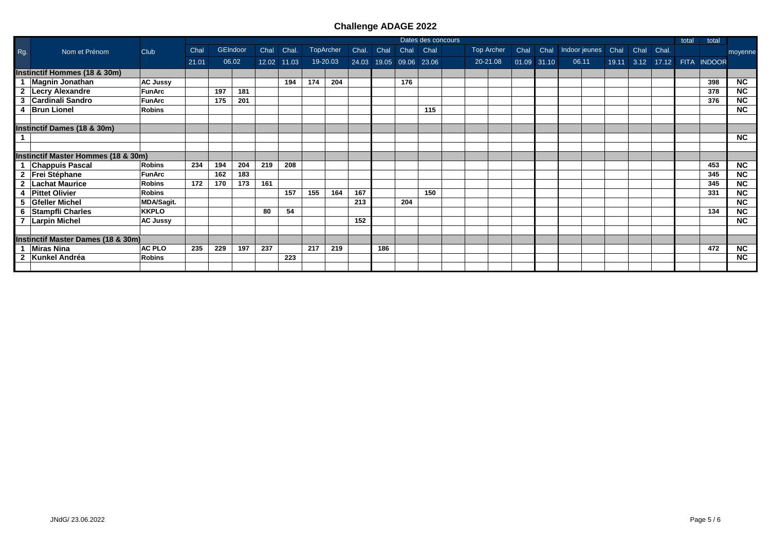## Challenge ADAGE 2022

| Rg. | Nom et Prénom | Club | Dates des concours | | | | | | | | | | | | | | | | | | | | | total | total | moyenne |
|---|---|---|---|---|---|---|---|---|---|---|---|---|---|---|---|---|---|---|---|---|---|---|---|---|---|---|
| | | | Chal | GEIndoor | | Chal | Chal. | TopArcher | | Chal. | Chal | Chal | Chal | | Top Archer | | Chal | Chal | Indoor jeunes | | Chal | Chal | Chal. | | | |
| | | | 21.01 | 06.02 | | 12.02 | 11.03 | 19-20.03 | | 24.03 | 19.05 | 09.06 | 23.06 | | 20-21.08 | | 01.09 | 31.10 | 06.11 | | 19.11 | 3.12 | 17.12 | FITA | INDOOR | |
| **Instinctif Hommes (18 & 30m)** | | | | | | | | | | | | | | | | | | | | | | | | | | |
| **1** | **Magnin Jonathan** | **AC Jussy** | | | | | **194** | **174** | **204** | | | **176** | | | | | | | | | | | | | **398** | **NC** |
| **2** | **Lecry Alexandre** | **FunArc** | | **197** | **181** | | | | | | | | | | | | | | | | | | | | **378** | **NC** |
| **3** | **Cardinali Sandro** | **FunArc** | | **175** | **201** | | | | | | | | | | | | | | | | | | | | **376** | **NC** |
| **4** | **Brun Lionel** | **Robins** | | | | | | | | | | | **115** | | | | | | | | | | | | | **NC** |
| | | | | | | | | | | | | | | | | | | | | | | | | | | |
| **Instinctif Dames (18 & 30m)** | | | | | | | | | | | | | | | | | | | | | | | | | | |
| **1** | | | | | | | | | | | | | | | | | | | | | | | | | | **NC** |
| | | | | | | | | | | | | | | | | | | | | | | | | | | |
| **Instinctif Master Hommes (18 & 30m)** | | | | | | | | | | | | | | | | | | | | | | | | | | |
| **1** | **Chappuis Pascal** | **Robins** | **234** | **194** | **204** | **219** | **208** | | | | | | | | | | | | | | | | | | **453** | **NC** |
| **2** | **Frei Stéphane** | **FunArc** | | **162** | **183** | | | | | | | | | | | | | | | | | | | | **345** | **NC** |
| **2** | **Lachat Maurice** | **Robins** | **172** | **170** | **173** | **161** | | | | | | | | | | | | | | | | | | | **345** | **NC** |
| **4** | **Pittet Olivier** | **Robins** | | | | | **157** | **155** | **164** | **167** | | | **150** | | | | | | | | | | | | **331** | **NC** |
| **5** | **Gfeller Michel** | **MDA/Sagit.** | | | | | | | | **213** | | **204** | | | | | | | | | | | | | | **NC** |
| **6** | **Stampfli Charles** | **KKPLO** | | | | **80** | **54** | | | | | | | | | | | | | | | | | | **134** | **NC** |
| **7** | **Larpin Michel** | **AC Jussy** | | | | | | | | **152** | | | | | | | | | | | | | | | | **NC** |
| | | | | | | | | | | | | | | | | | | | | | | | | | | |
| **Instinctif Master Dames (18 & 30m)** | | | | | | | | | | | | | | | | | | | | | | | | | | |
| **1** | **Miras Nina** | **AC PLO** | **235** | **229** | **197** | **237** | | **217** | **219** | | **186** | | | | | | | | | | | | | | **472** | **NC** |
| **2** | **Kunkel Andréa** | **Robins** | | | | | **223** | | | | | | | | | | | | | | | | | | | **NC** |

JNdG/ 23.06.2022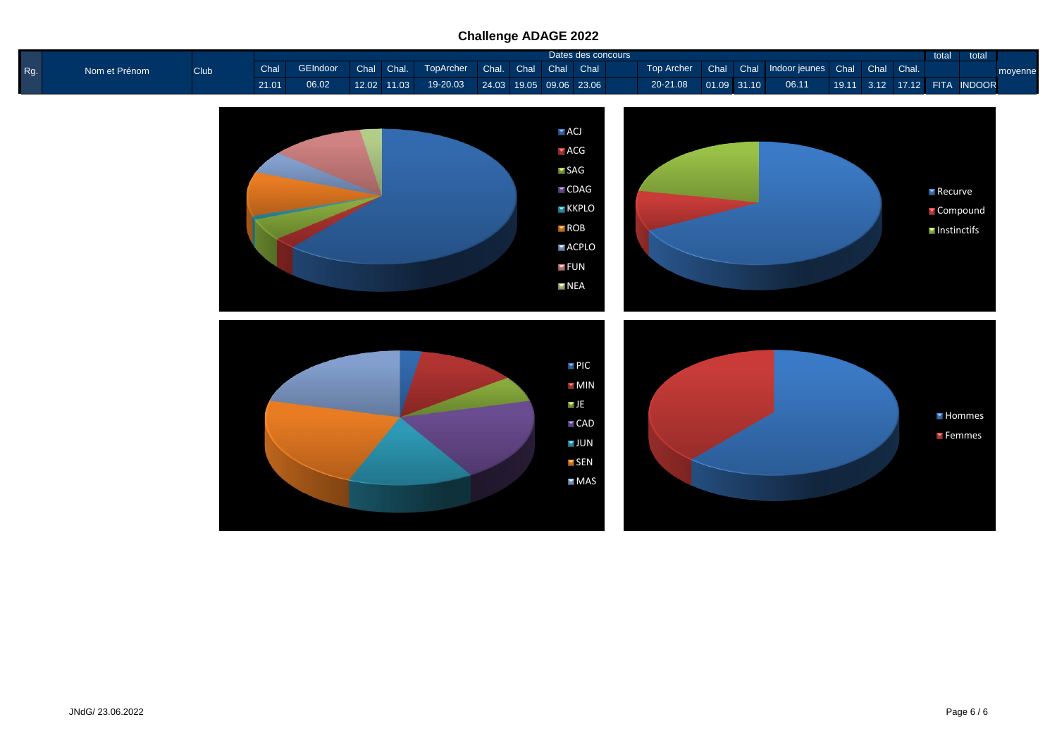# Challenge ADAGE 2022

| Rg. | Nom et Prénom | Club | Dates des concours | | | | | | | | | | | | | | | | | | | total | total | moyenne |
|---|---|---|---|---|---|---|---|---|---|---|---|---|---|---|---|---|---|---|---|---|---|---|---|---|
| | | | Chal | GEIndoor | Chal | Chal. | TopArcher | Chal. | Chal | Chal | Chal | | Top Archer | Chal | Chal | Indoor jeunes | Chal | Chal | Chal. | | | | | |
| | | | 21.01 | 06.02 | 12.02 | 11.03 | 19-20.03 | 24.03 | 19.05 | 09.06 | 23.06 | | 20-21.08 | 01.09 | 31.10 | 06.11 | 19.11 | 3.12 | 17.12 | | | FITA | INDOOR | |

ACJ
ACG
SAG
CDAG
KKPLO
ROB
ACPLO
FUN
NEA

Recurve
Compound
Instinctifs

PIC
MIN
JE
CAD
JUN
SEN
MAS

Hommes
Femmes

JNdG/ 23.06.2022